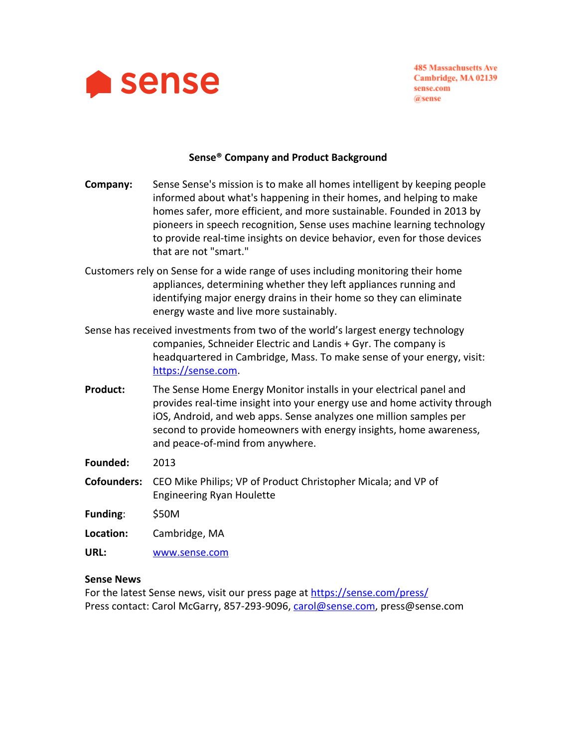sense

485 Massachusetts Ave
Cambridge, MA 02139
sense.com
@sense

## Sense® Company and Product Background

**Company:** Sense Sense's mission is to make all homes intelligent by keeping people informed about what's happening in their homes, and helping to make homes safer, more efficient, and more sustainable. Founded in 2013 by pioneers in speech recognition, Sense uses machine learning technology to provide real-time insights on device behavior, even for those devices that are not "smart."

Customers rely on Sense for a wide range of uses including monitoring their home appliances, determining whether they left appliances running and identifying major energy drains in their home so they can eliminate energy waste and live more sustainably.

Sense has received investments from two of the world's largest energy technology companies, Schneider Electric and Landis + Gyr. The company is headquartered in Cambridge, Mass. To make sense of your energy, visit: https://sense.com.

**Product:** The Sense Home Energy Monitor installs in your electrical panel and provides real-time insight into your energy use and home activity through iOS, Android, and web apps. Sense analyzes one million samples per second to provide homeowners with energy insights, home awareness, and peace-of-mind from anywhere.

**Founded:** 2013

**Cofounders:** CEO Mike Philips; VP of Product Christopher Micala; and VP of Engineering Ryan Houlette

**Funding**: $50M

**Location:** Cambridge, MA

**URL:** www.sense.com

**Sense News**

For the latest Sense news, visit our press page at https://sense.com/press/
Press contact: Carol McGarry, 857-293-9096, carol@sense.com, press@sense.com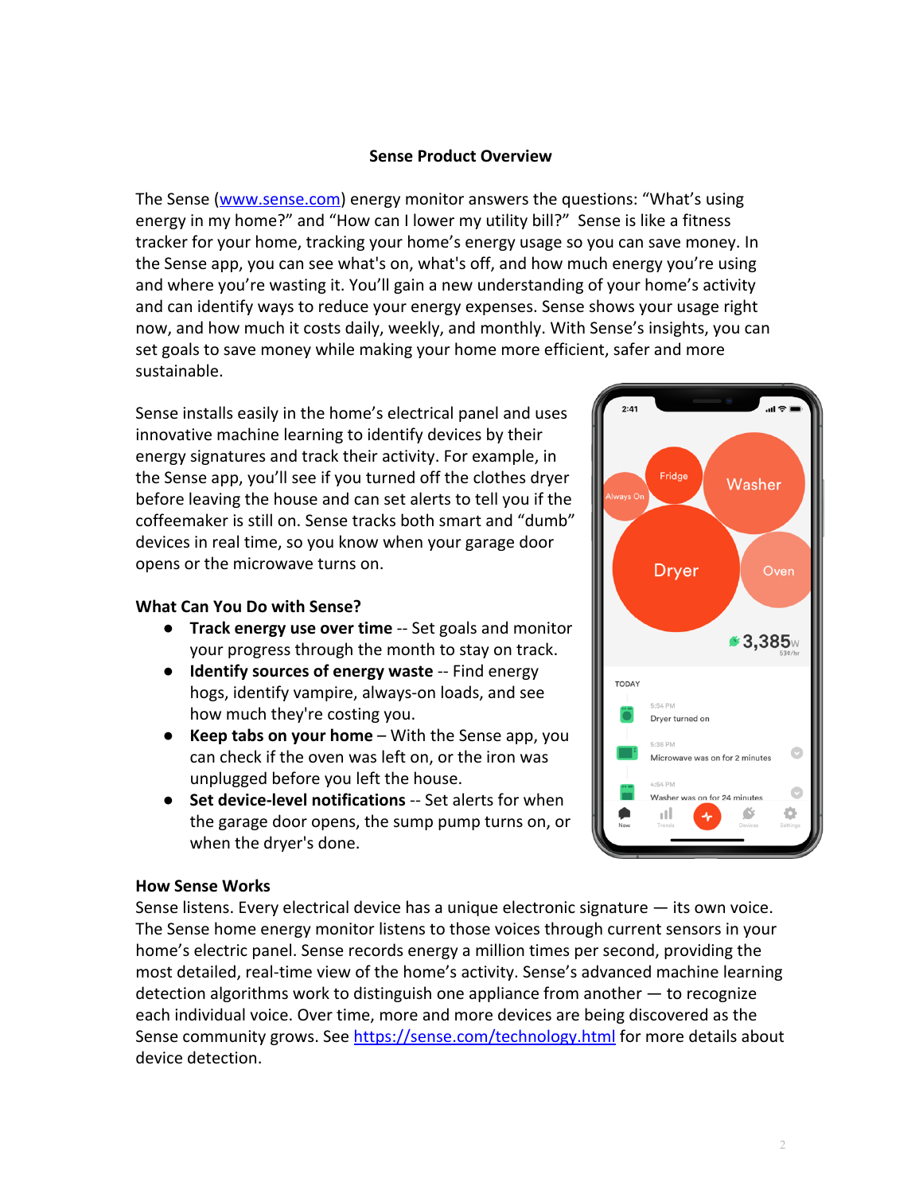# Sense Product Overview

The Sense (www.sense.com) energy monitor answers the questions: "What's using energy in my home?" and "How can I lower my utility bill?" Sense is like a fitness tracker for your home, tracking your home's energy usage so you can save money. In the Sense app, you can see what's on, what's off, and how much energy you're using and where you're wasting it. You'll gain a new understanding of your home's activity and can identify ways to reduce your energy expenses. Sense shows your usage right now, and how much it costs daily, weekly, and monthly. With Sense's insights, you can set goals to save money while making your home more efficient, safer and more sustainable.

Sense installs easily in the home's electrical panel and uses innovative machine learning to identify devices by their energy signatures and track their activity. For example, in the Sense app, you'll see if you turned off the clothes dryer before leaving the house and can set alerts to tell you if the coffeemaker is still on. Sense tracks both smart and "dumb" devices in real time, so you know when your garage door opens or the microwave turns on.

## What Can You Do with Sense?

- **Track energy use over time** -- Set goals and monitor your progress through the month to stay on track.
- **Identify sources of energy waste** -- Find energy hogs, identify vampire, always-on loads, and see how much they're costing you.
- **Keep tabs on your home** – With the Sense app, you can check if the oven was left on, or the iron was unplugged before you left the house.
- **Set device-level notifications** -- Set alerts for when the garage door opens, the sump pump turns on, or when the dryer's done.

## How Sense Works

Sense listens. Every electrical device has a unique electronic signature — its own voice. The Sense home energy monitor listens to those voices through current sensors in your home's electric panel. Sense records energy a million times per second, providing the most detailed, real-time view of the home's activity. Sense's advanced machine learning detection algorithms work to distinguish one appliance from another — to recognize each individual voice. Over time, more and more devices are being discovered as the Sense community grows. See https://sense.com/technology.html for more details about device detection.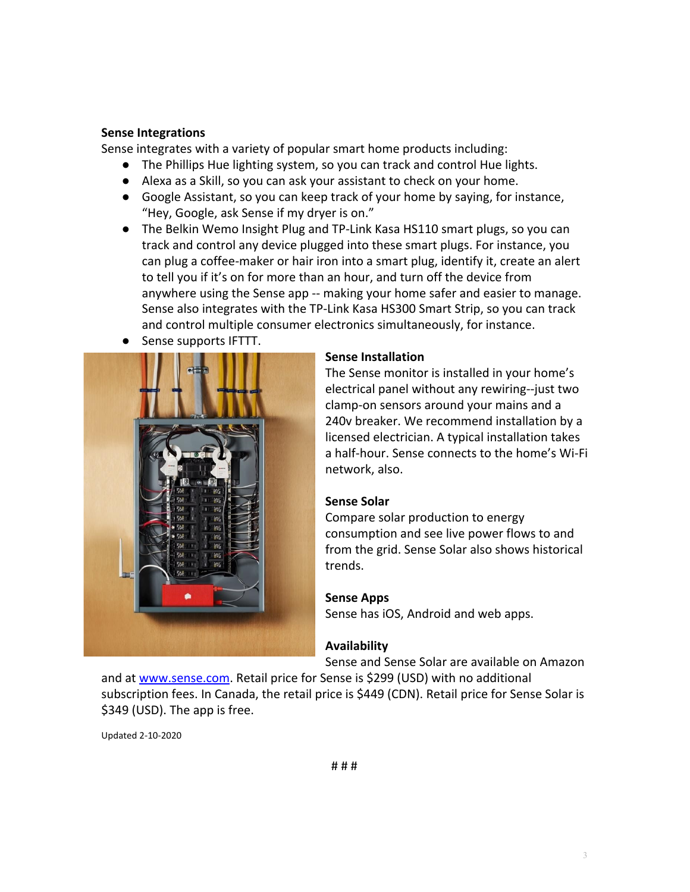**Sense Integrations**

Sense integrates with a variety of popular smart home products including:

- The Phillips Hue lighting system, so you can track and control Hue lights.
- Alexa as a Skill, so you can ask your assistant to check on your home.
- Google Assistant, so you can keep track of your home by saying, for instance, "Hey, Google, ask Sense if my dryer is on."
- The Belkin Wemo Insight Plug and TP-Link Kasa HS110 smart plugs, so you can track and control any device plugged into these smart plugs. For instance, you can plug a coffee-maker or hair iron into a smart plug, identify it, create an alert to tell you if it's on for more than an hour, and turn off the device from anywhere using the Sense app -- making your home safer and easier to manage. Sense also integrates with the TP-Link Kasa HS300 Smart Strip, so you can track and control multiple consumer electronics simultaneously, for instance.
- Sense supports IFTTT.

**Sense Installation**

The Sense monitor is installed in your home's electrical panel without any rewiring--just two clamp-on sensors around your mains and a 240v breaker. We recommend installation by a licensed electrician. A typical installation takes a half-hour. Sense connects to the home's Wi-Fi network, also.

**Sense Solar**

Compare solar production to energy consumption and see live power flows to and from the grid. Sense Solar also shows historical trends.

**Sense Apps**

Sense has iOS, Android and web apps.

**Availability**

Sense and Sense Solar are available on Amazon and at [www.sense.com](http://www.sense.com). Retail price for Sense is $299 (USD) with no additional subscription fees. In Canada, the retail price is $449 (CDN). Retail price for Sense Solar is $349 (USD). The app is free.

Updated 2-10-2020

# # #